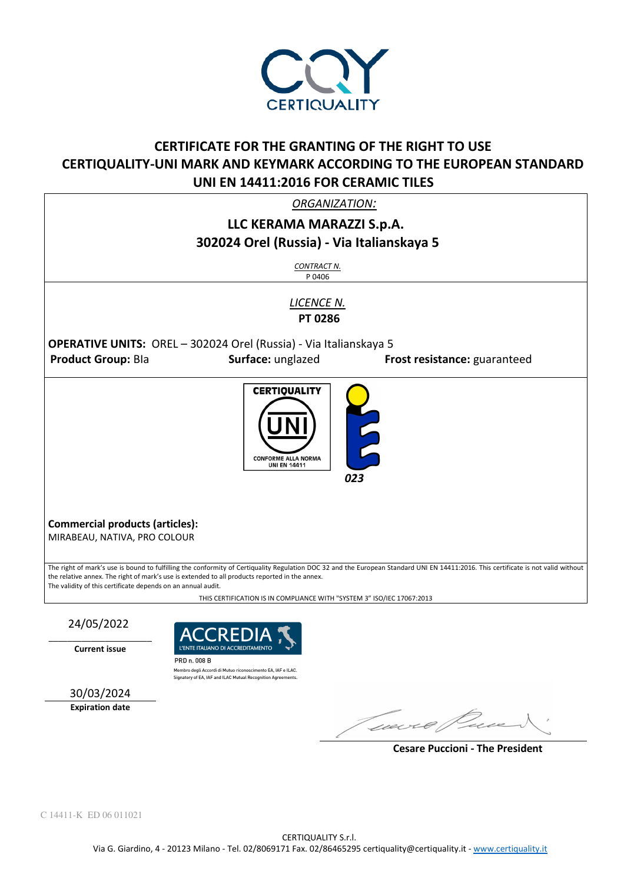CERTIQUALITY

# CERTIFICATE FOR THE GRANTING OF THE RIGHT TO USE CERTIQUALITY-UNI MARK AND KEYMARK ACCORDING TO THE EUROPEAN STANDARD UNI EN 14411:2016 FOR CERAMIC TILES

*ORGANIZATION:*

**LLC KERAMA MARAZZI S.p.A.**
**302024 Orel (Russia) - Via Italianskaya 5**

*CONTRACT N.*
P 0406

*LICENCE N.*
**PT 0286**

**OPERATIVE UNITS:** OREL – 302024 Orel (Russia) - Via Italianskaya 5

**Product Group:** BIa **Surface:** unglazed **Frost resistance:** guaranteed

CERTIQUALITY UNI CONFORME ALLA NORMA UNI EN 14411

023

**Commercial products (articles):**
MIRABEAU, NATIVA, PRO COLOUR

The right of mark's use is bound to fulfilling the conformity of Certiquality Regulation DOC 32 and the European Standard UNI EN 14411:2016. This certificate is not valid without the relative annex. The right of mark's use is extended to all products reported in the annex.
The validity of this certificate depends on an annual audit.

THIS CERTIFICATION IS IN COMPLIANCE WITH "SYSTEM 3" ISO/IEC 17067:2013

24/05/2022
**Current issue**

ACCREDIA L'ENTE ITALIANO DI ACCREDITAMENTO
PRD n. 008 B
Membro degli Accordi di Mutuo riconoscimento EA, IAF e ILAC.
Signatory of EA, IAF and ILAC Mutual Recognition Agreements.

30/03/2024
**Expiration date**

**Cesare Puccioni - The President**

C 14411-K ED 06 011021

CERTIQUALITY S.r.l.
Via G. Giardino, 4 - 20123 Milano - Tel. 02/8069171 Fax. 02/86465295 certiquality@certiquality.it - www.certiquality.it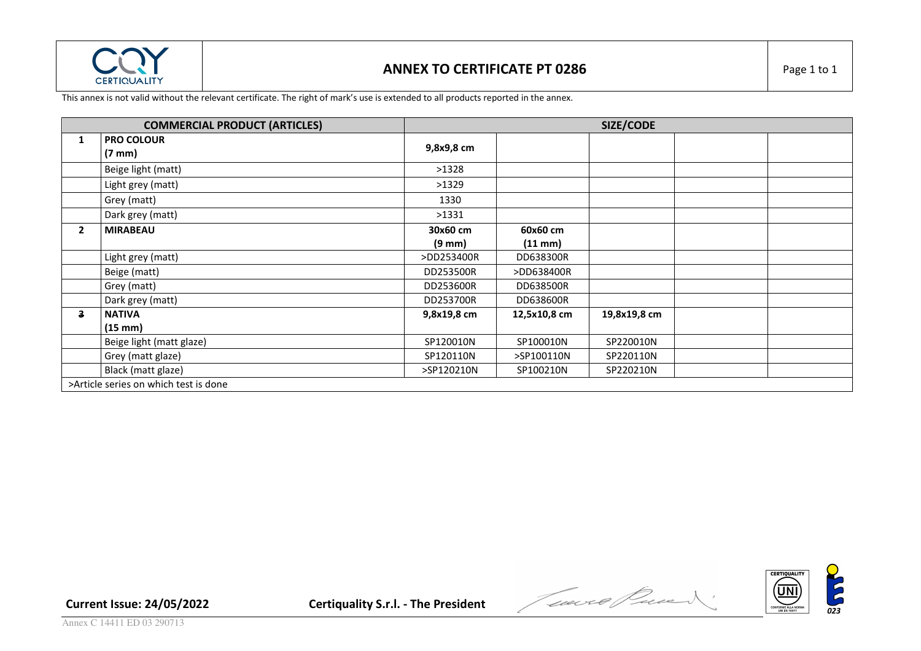# ANNEX TO CERTIFICATE PT 0286

This annex is not valid without the relevant certificate. The right of mark's use is extended to all products reported in the annex.

| | COMMERCIAL PRODUCT (ARTICLES) | SIZE/CODE | | | | |
|---|---|---|---|---|---|---|
| **1** | **PRO COLOUR (7 mm)** | **9,8x9,8 cm** | | | | |
| | Beige light (matt) | >1328 | | | | |
| | Light grey (matt) | >1329 | | | | |
| | Grey (matt) | 1330 | | | | |
| | Dark grey (matt) | >1331 | | | | |
| **2** | **MIRABEAU** | **30x60 cm (9 mm)** | **60x60 cm (11 mm)** | | | |
| | Light grey (matt) | >DD253400R | DD638300R | | | |
| | Beige (matt) | DD253500R | >DD638400R | | | |
| | Grey (matt) | DD253600R | DD638500R | | | |
| | Dark grey (matt) | DD253700R | DD638600R | | | |
| **3** | **NATIVA (15 mm)** | **9,8x19,8 cm** | **12,5x10,8 cm** | **19,8x19,8 cm** | | |
| | Beige light (matt glaze) | SP120010N | SP100010N | SP220010N | | |
| | Grey (matt glaze) | SP120110N | >SP100110N | SP220110N | | |
| | Black (matt glaze) | >SP120210N | SP100210N | SP220210N | | |
| >Article series on which test is done | | | | | | |

**Current Issue: 24/05/2022** **Certiquality S.r.l. - The President**

Annex C 14411 ED 03 290713